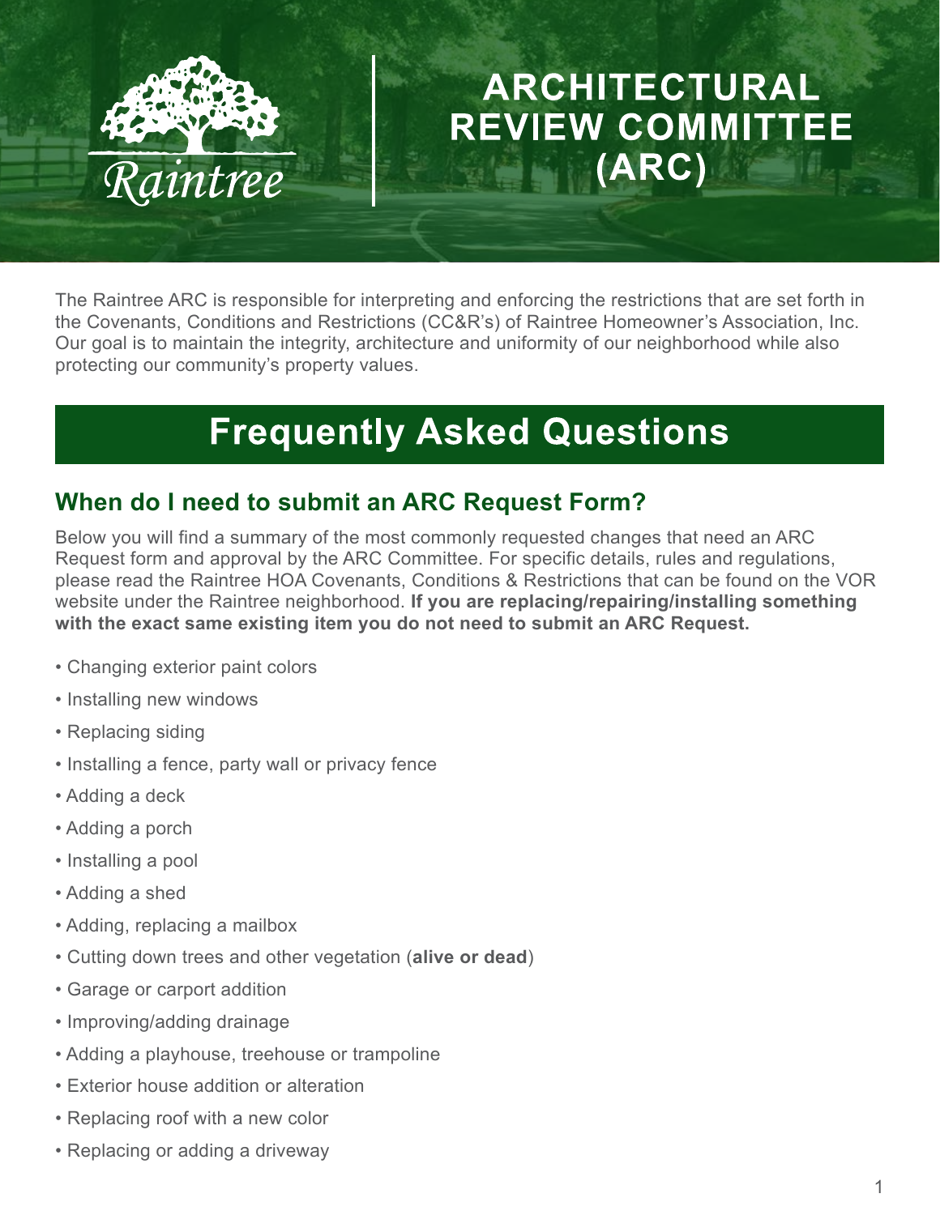Raintree

# ARCHITECTURAL REVIEW COMMITTEE (ARC)

The Raintree ARC is responsible for interpreting and enforcing the restrictions that are set forth in the Covenants, Conditions and Restrictions (CC&R's) of Raintree Homeowner's Association, Inc. Our goal is to maintain the integrity, architecture and uniformity of our neighborhood while also protecting our community's property values.

# Frequently Asked Questions

## When do I need to submit an ARC Request Form?

Below you will find a summary of the most commonly requested changes that need an ARC Request form and approval by the ARC Committee. For specific details, rules and regulations, please read the Raintree HOA Covenants, Conditions & Restrictions that can be found on the VOR website under the Raintree neighborhood. **If you are replacing/repairing/installing something with the exact same existing item you do not need to submit an ARC Request.**

- Changing exterior paint colors
- Installing new windows
- Replacing siding
- Installing a fence, party wall or privacy fence
- Adding a deck
- Adding a porch
- Installing a pool
- Adding a shed
- Adding, replacing a mailbox
- Cutting down trees and other vegetation (**alive or dead**)
- Garage or carport addition
- Improving/adding drainage
- Adding a playhouse, treehouse or trampoline
- Exterior house addition or alteration
- Replacing roof with a new color
- Replacing or adding a driveway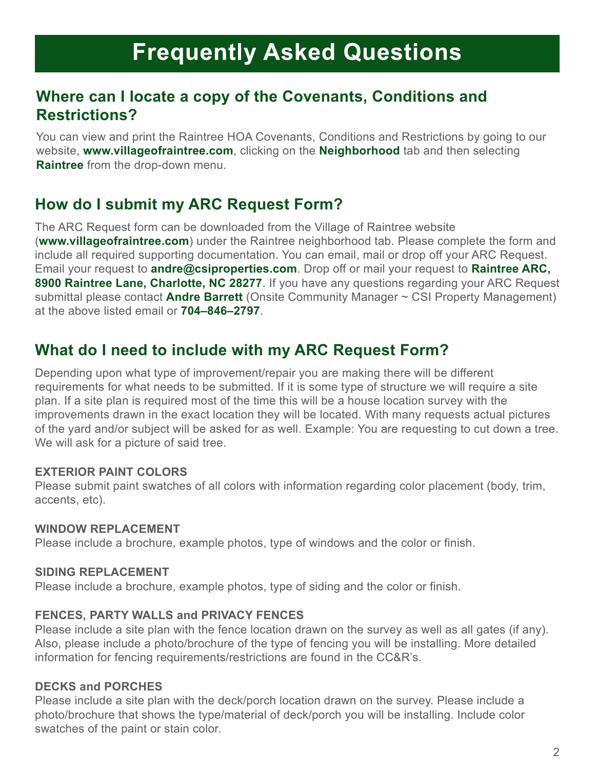# Frequently Asked Questions

## Where can I locate a copy of the Covenants, Conditions and Restrictions?

You can view and print the Raintree HOA Covenants, Conditions and Restrictions by going to our website, **www.villageofraintree.com**, clicking on the **Neighborhood** tab and then selecting **Raintree** from the drop-down menu.

## How do I submit my ARC Request Form?

The ARC Request form can be downloaded from the Village of Raintree website (**www.villageofraintree.com**) under the Raintree neighborhood tab. Please complete the form and include all required supporting documentation. You can email, mail or drop off your ARC Request. Email your request to **andre@csiproperties.com**. Drop off or mail your request to **Raintree ARC, 8900 Raintree Lane, Charlotte, NC 28277**. If you have any questions regarding your ARC Request submittal please contact **Andre Barrett** (Onsite Community Manager ~ CSI Property Management) at the above listed email or **704–846–2797**.

## What do I need to include with my ARC Request Form?

Depending upon what type of improvement/repair you are making there will be different requirements for what needs to be submitted. If it is some type of structure we will require a site plan. If a site plan is required most of the time this will be a house location survey with the improvements drawn in the exact location they will be located. With many requests actual pictures of the yard and/or subject will be asked for as well. Example: You are requesting to cut down a tree. We will ask for a picture of said tree.

#### EXTERIOR PAINT COLORS

Please submit paint swatches of all colors with information regarding color placement (body, trim, accents, etc).

#### WINDOW REPLACEMENT

Please include a brochure, example photos, type of windows and the color or finish.

#### SIDING REPLACEMENT

Please include a brochure, example photos, type of siding and the color or finish.

#### FENCES, PARTY WALLS and PRIVACY FENCES

Please include a site plan with the fence location drawn on the survey as well as all gates (if any). Also, please include a photo/brochure of the type of fencing you will be installing. More detailed information for fencing requirements/restrictions are found in the CC&R's.

#### DECKS and PORCHES

Please include a site plan with the deck/porch location drawn on the survey. Please include a photo/brochure that shows the type/material of deck/porch you will be installing. Include color swatches of the paint or stain color.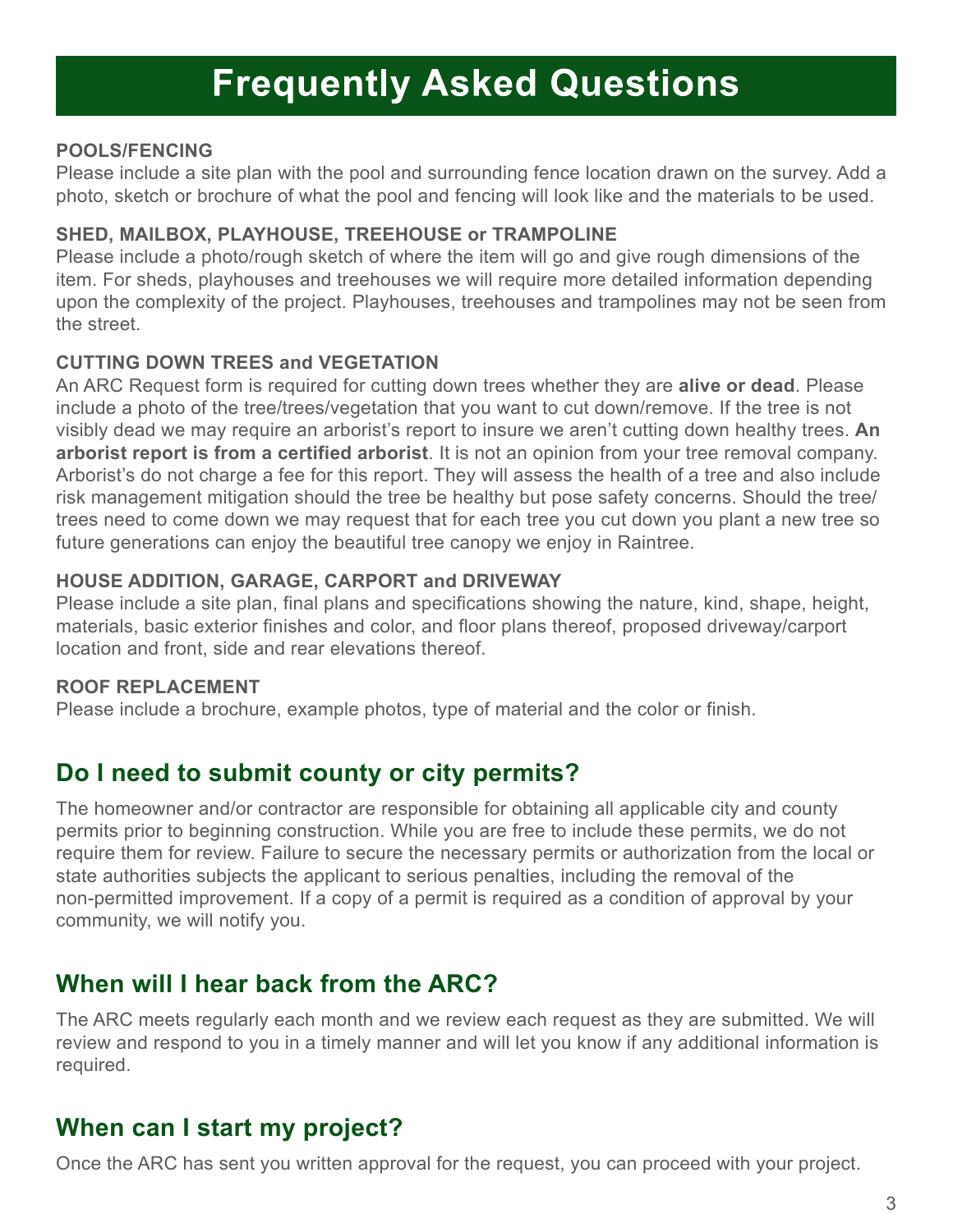# Frequently Asked Questions

**POOLS/FENCING**

Please include a site plan with the pool and surrounding fence location drawn on the survey. Add a photo, sketch or brochure of what the pool and fencing will look like and the materials to be used.

**SHED, MAILBOX, PLAYHOUSE, TREEHOUSE or TRAMPOLINE**

Please include a photo/rough sketch of where the item will go and give rough dimensions of the item. For sheds, playhouses and treehouses we will require more detailed information depending upon the complexity of the project. Playhouses, treehouses and trampolines may not be seen from the street.

**CUTTING DOWN TREES and VEGETATION**

An ARC Request form is required for cutting down trees whether they are **alive or dead**. Please include a photo of the tree/trees/vegetation that you want to cut down/remove. If the tree is not visibly dead we may require an arborist's report to insure we aren't cutting down healthy trees. **An arborist report is from a certified arborist**. It is not an opinion from your tree removal company. Arborist's do not charge a fee for this report. They will assess the health of a tree and also include risk management mitigation should the tree be healthy but pose safety concerns. Should the tree/trees need to come down we may request that for each tree you cut down you plant a new tree so future generations can enjoy the beautiful tree canopy we enjoy in Raintree.

**HOUSE ADDITION, GARAGE, CARPORT and DRIVEWAY**

Please include a site plan, final plans and specifications showing the nature, kind, shape, height, materials, basic exterior finishes and color, and floor plans thereof, proposed driveway/carport location and front, side and rear elevations thereof.

**ROOF REPLACEMENT**

Please include a brochure, example photos, type of material and the color or finish.

## Do I need to submit county or city permits?

The homeowner and/or contractor are responsible for obtaining all applicable city and county permits prior to beginning construction. While you are free to include these permits, we do not require them for review. Failure to secure the necessary permits or authorization from the local or state authorities subjects the applicant to serious penalties, including the removal of the non-permitted improvement. If a copy of a permit is required as a condition of approval by your community, we will notify you.

## When will I hear back from the ARC?

The ARC meets regularly each month and we review each request as they are submitted. We will review and respond to you in a timely manner and will let you know if any additional information is required.

## When can I start my project?

Once the ARC has sent you written approval for the request, you can proceed with your project.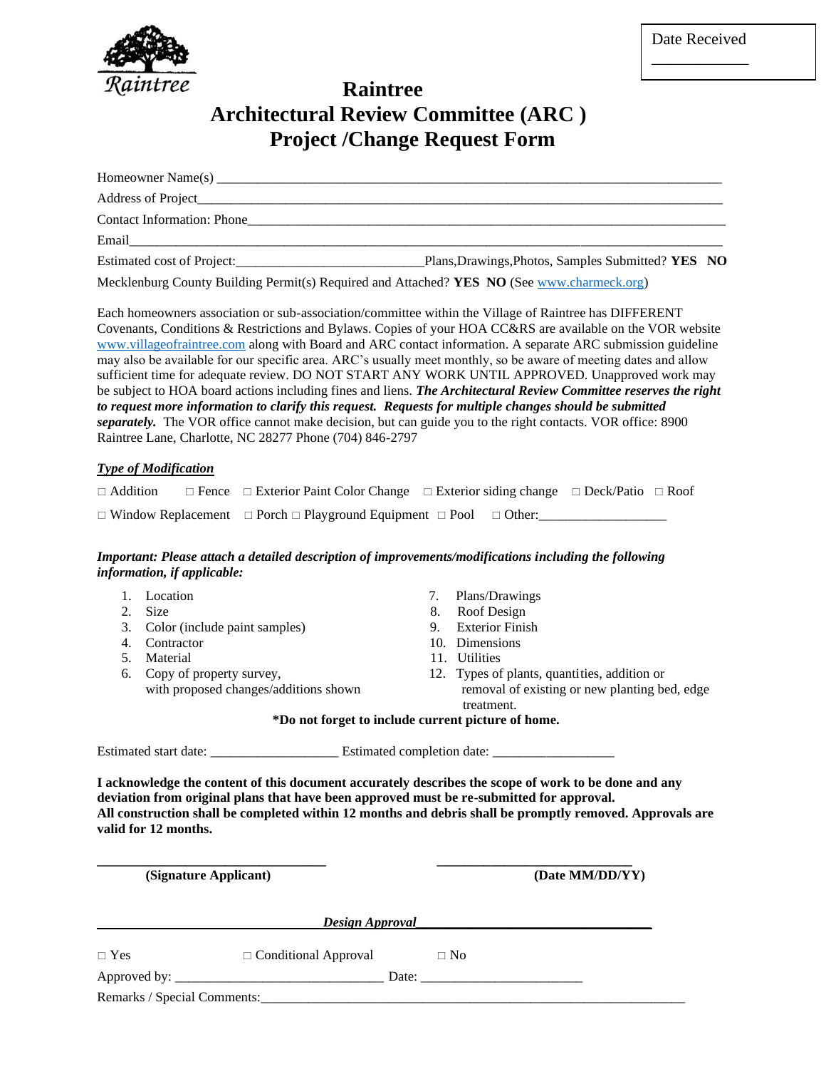Date Received

____________

Raintree

# Raintree
# Architectural Review Committee (ARC )
# Project /Change Request Form

Homeowner Name(s) ___________________________________________________________________________

Address of Project___________________________________________________________________________

Contact Information: Phone____________________________________________________________________

Email______________________________________________________________________________________

Estimated cost of Project:___________________________Plans,Drawings,Photos, Samples Submitted? **YES NO**

Mecklenburg County Building Permit(s) Required and Attached? **YES NO** (See www.charmeck.org)

Each homeowners association or sub-association/committee within the Village of Raintree has DIFFERENT Covenants, Conditions & Restrictions and Bylaws. Copies of your HOA CC&RS are available on the VOR website www.villageofraintree.com along with Board and ARC contact information. A separate ARC submission guideline may also be available for our specific area. ARC's usually meet monthly, so be aware of meeting dates and allow sufficient time for adequate review. DO NOT START ANY WORK UNTIL APPROVED. Unapproved work may be subject to HOA board actions including fines and liens. ***The Architectural Review Committee reserves the right to request more information to clarify this request. Requests for multiple changes should be submitted separately.*** The VOR office cannot make decision, but can guide you to the right contacts. VOR office: 8900 Raintree Lane, Charlotte, NC 28277 Phone (704) 846-2797

***Type of Modification***

□ Addition □ Fence □ Exterior Paint Color Change □ Exterior siding change □ Deck/Patio □ Roof

□ Window Replacement □ Porch □ Playground Equipment □ Pool □ Other:__________________

***Important: Please attach a detailed description of improvements/modifications including the following information, if applicable:***

1. Location
2. Size
3. Color (include paint samples)
4. Contractor
5. Material
6. Copy of property survey, with proposed changes/additions shown
7. Plans/Drawings
8. Roof Design
9. Exterior Finish
10. Dimensions
11. Utilities
12. Types of plants, quantities, addition or removal of existing or new planting bed, edge treatment.

**\*Do not forget to include current picture of home.**

Estimated start date: __________________ Estimated completion date: _________________

**I acknowledge the content of this document accurately describes the scope of work to be done and any deviation from original plans that have been approved must be re-submitted for approval.**
**All construction shall be completed within 12 months and debris shall be promptly removed. Approvals are valid for 12 months.**

________________________________ ____________________________
**(Signature Applicant)** **(Date MM/DD/YY)**

***Design Approval***

□ Yes □ Conditional Approval □ No

Approved by: _______________________________ Date: ________________________

Remarks / Special Comments:_________________________________________________________________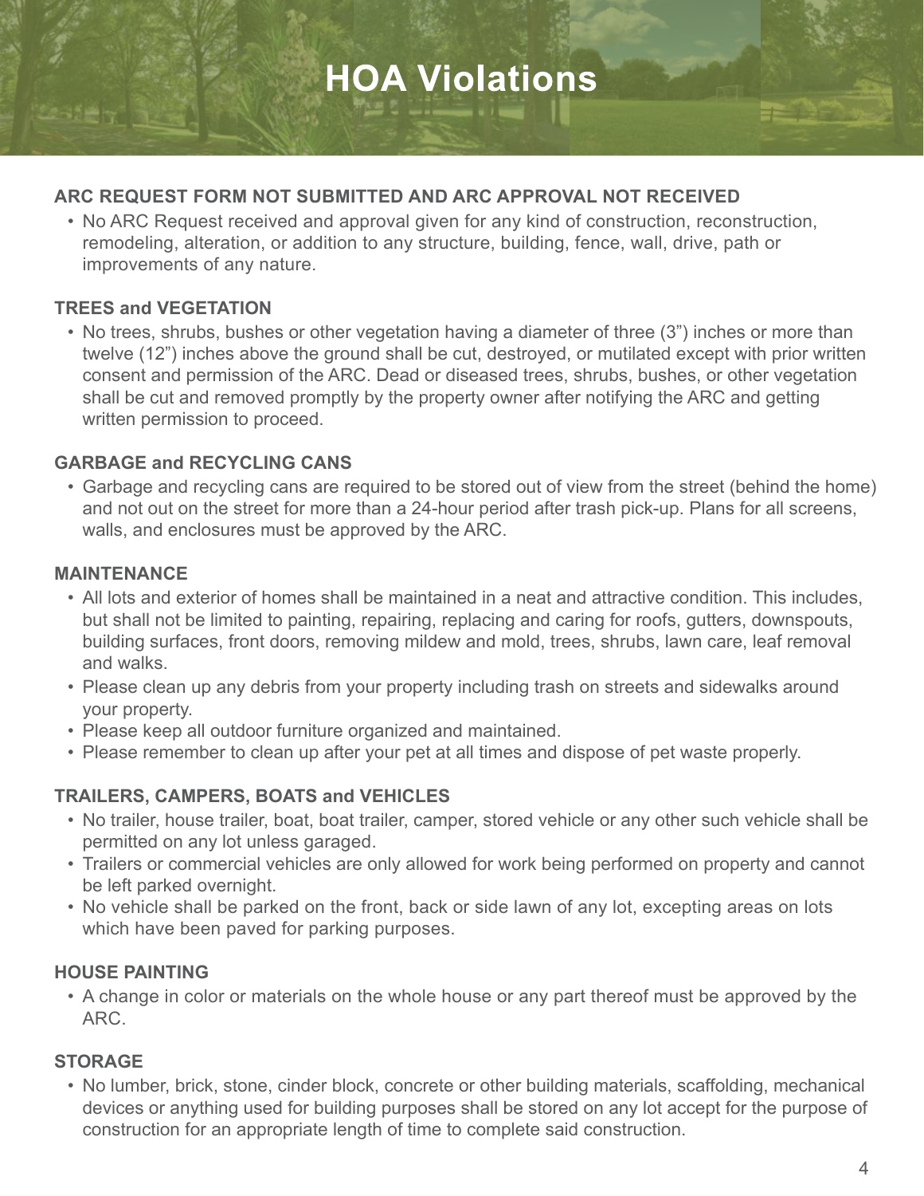# HOA Violations

### ARC REQUEST FORM NOT SUBMITTED AND ARC APPROVAL NOT RECEIVED

- No ARC Request received and approval given for any kind of construction, reconstruction, remodeling, alteration, or addition to any structure, building, fence, wall, drive, path or improvements of any nature.

### TREES and VEGETATION

- No trees, shrubs, bushes or other vegetation having a diameter of three (3") inches or more than twelve (12") inches above the ground shall be cut, destroyed, or mutilated except with prior written consent and permission of the ARC. Dead or diseased trees, shrubs, bushes, or other vegetation shall be cut and removed promptly by the property owner after notifying the ARC and getting written permission to proceed.

### GARBAGE and RECYCLING CANS

- Garbage and recycling cans are required to be stored out of view from the street (behind the home) and not out on the street for more than a 24-hour period after trash pick-up. Plans for all screens, walls, and enclosures must be approved by the ARC.

### MAINTENANCE

- All lots and exterior of homes shall be maintained in a neat and attractive condition. This includes, but shall not be limited to painting, repairing, replacing and caring for roofs, gutters, downspouts, building surfaces, front doors, removing mildew and mold, trees, shrubs, lawn care, leaf removal and walks.
- Please clean up any debris from your property including trash on streets and sidewalks around your property.
- Please keep all outdoor furniture organized and maintained.
- Please remember to clean up after your pet at all times and dispose of pet waste properly.

### TRAILERS, CAMPERS, BOATS and VEHICLES

- No trailer, house trailer, boat, boat trailer, camper, stored vehicle or any other such vehicle shall be permitted on any lot unless garaged.
- Trailers or commercial vehicles are only allowed for work being performed on property and cannot be left parked overnight.
- No vehicle shall be parked on the front, back or side lawn of any lot, excepting areas on lots which have been paved for parking purposes.

### HOUSE PAINTING

- A change in color or materials on the whole house or any part thereof must be approved by the ARC.

### STORAGE

- No lumber, brick, stone, cinder block, concrete or other building materials, scaffolding, mechanical devices or anything used for building purposes shall be stored on any lot accept for the purpose of construction for an appropriate length of time to complete said construction.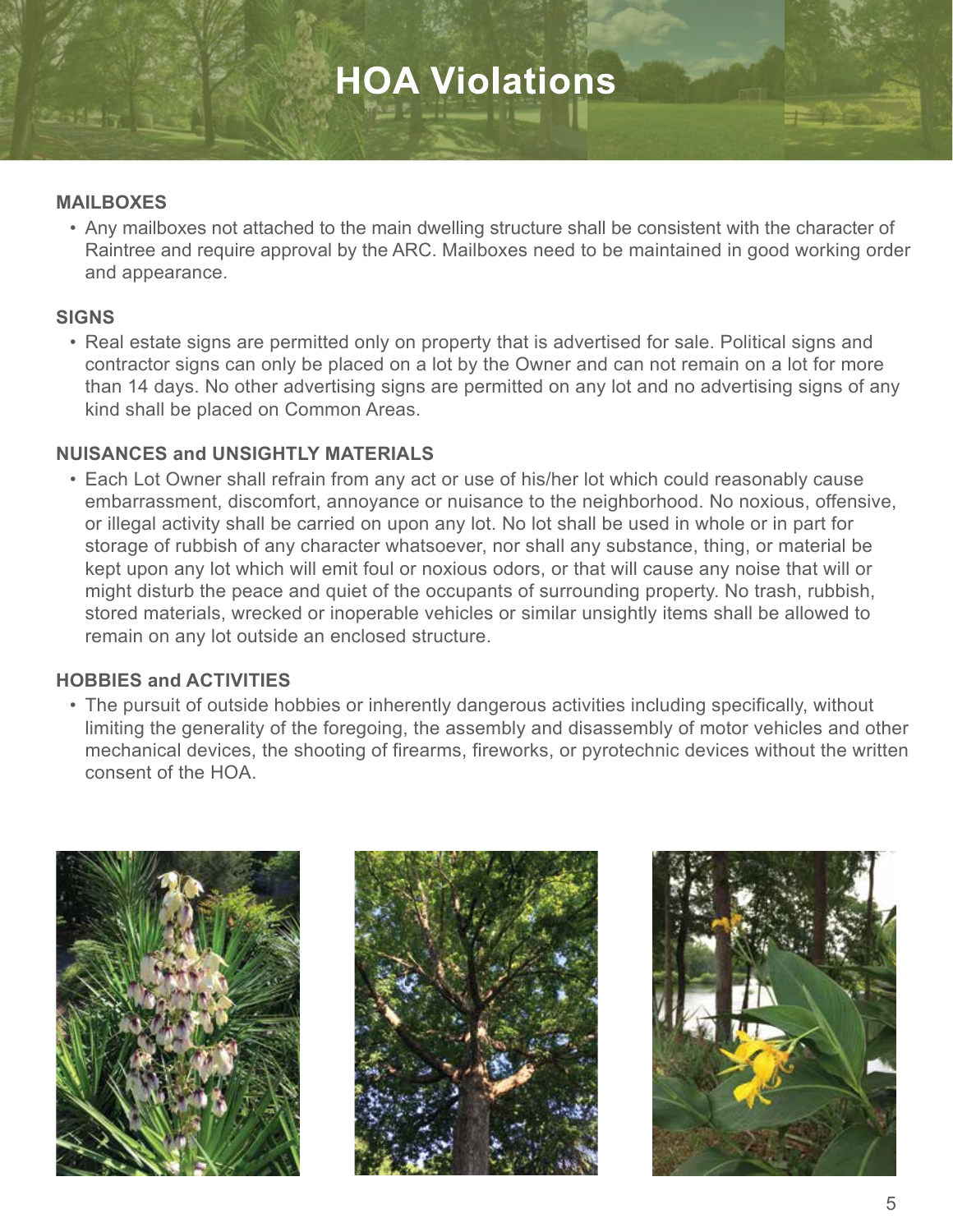# HOA Violations

### MAILBOXES

- Any mailboxes not attached to the main dwelling structure shall be consistent with the character of Raintree and require approval by the ARC. Mailboxes need to be maintained in good working order and appearance.

### SIGNS

- Real estate signs are permitted only on property that is advertised for sale. Political signs and contractor signs can only be placed on a lot by the Owner and can not remain on a lot for more than 14 days. No other advertising signs are permitted on any lot and no advertising signs of any kind shall be placed on Common Areas.

### NUISANCES and UNSIGHTLY MATERIALS

- Each Lot Owner shall refrain from any act or use of his/her lot which could reasonably cause embarrassment, discomfort, annoyance or nuisance to the neighborhood. No noxious, offensive, or illegal activity shall be carried on upon any lot. No lot shall be used in whole or in part for storage of rubbish of any character whatsoever, nor shall any substance, thing, or material be kept upon any lot which will emit foul or noxious odors, or that will cause any noise that will or might disturb the peace and quiet of the occupants of surrounding property. No trash, rubbish, stored materials, wrecked or inoperable vehicles or similar unsightly items shall be allowed to remain on any lot outside an enclosed structure.

### HOBBIES and ACTIVITIES

- The pursuit of outside hobbies or inherently dangerous activities including specifically, without limiting the generality of the foregoing, the assembly and disassembly of motor vehicles and other mechanical devices, the shooting of firearms, fireworks, or pyrotechnic devices without the written consent of the HOA.